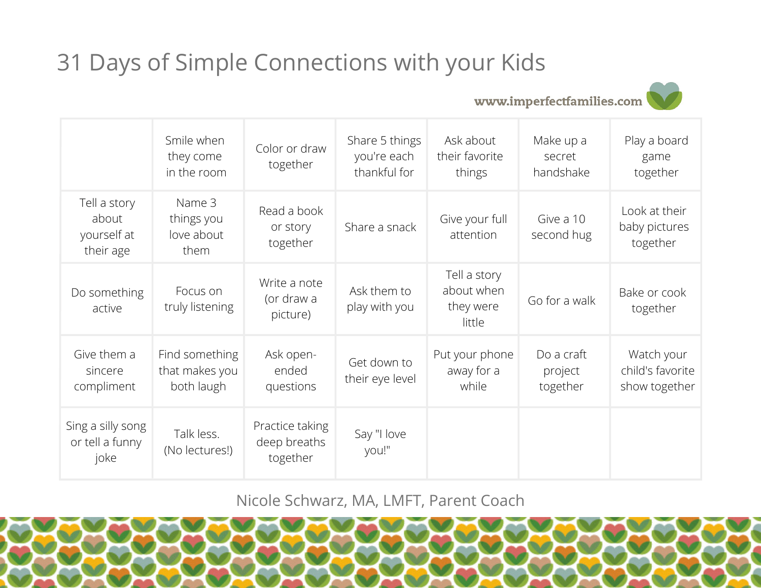# 31 Days of Simple Connections with your Kids

www.imperfectfamilies.com

| | | | | | | |
|---|---|---|---|---|---|---|
| | Smile when they come in the room | Color or draw together | Share 5 things you're each thankful for | Ask about their favorite things | Make up a secret handshake | Play a board game together |
| Tell a story about yourself at their age | Name 3 things you love about them | Read a book or story together | Share a snack | Give your full attention | Give a 10 second hug | Look at their baby pictures together |
| Do something active | Focus on truly listening | Write a note (or draw a picture) | Ask them to play with you | Tell a story about when they were little | Go for a walk | Bake or cook together |
| Give them a sincere compliment | Find something that makes you both laugh | Ask open-ended questions | Get down to their eye level | Put your phone away for a while | Do a craft project together | Watch your child's favorite show together |
| Sing a silly song or tell a funny joke | Talk less. (No lectures!) | Practice taking deep breaths together | Say "I love you!" | | | |

Nicole Schwarz, MA, LMFT, Parent Coach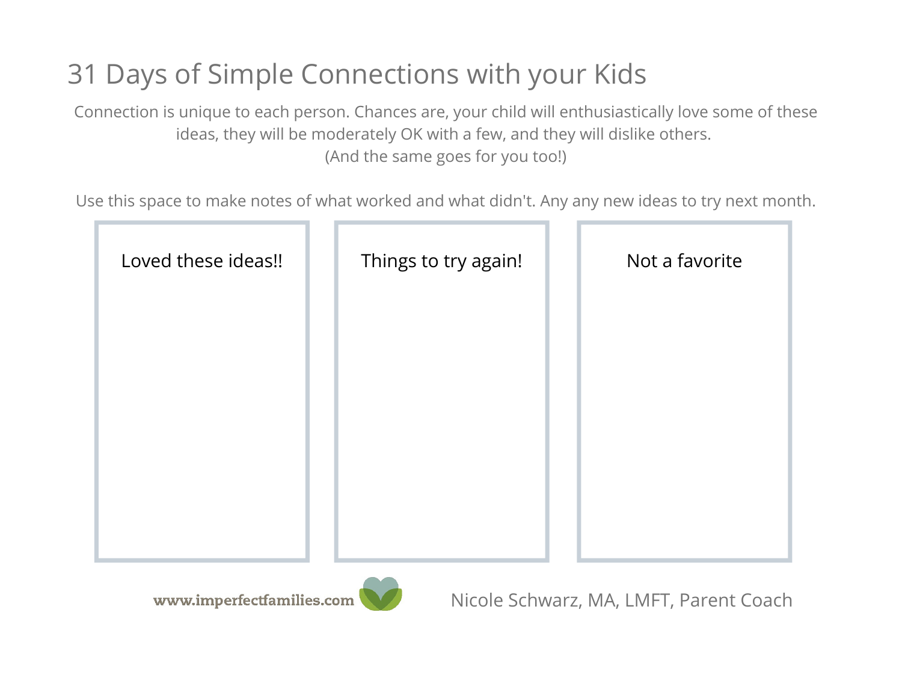# 31 Days of Simple Connections with your Kids

Connection is unique to each person. Chances are, your child will enthusiastically love some of these ideas, they will be moderately OK with a few, and they will dislike others.
(And the same goes for you too!)

Use this space to make notes of what worked and what didn't. Any any new ideas to try next month.

| Loved these ideas!! | Things to try again! | Not a favorite |
|---|---|---|
| | | |

www.imperfectfamilies.com

Nicole Schwarz, MA, LMFT, Parent Coach